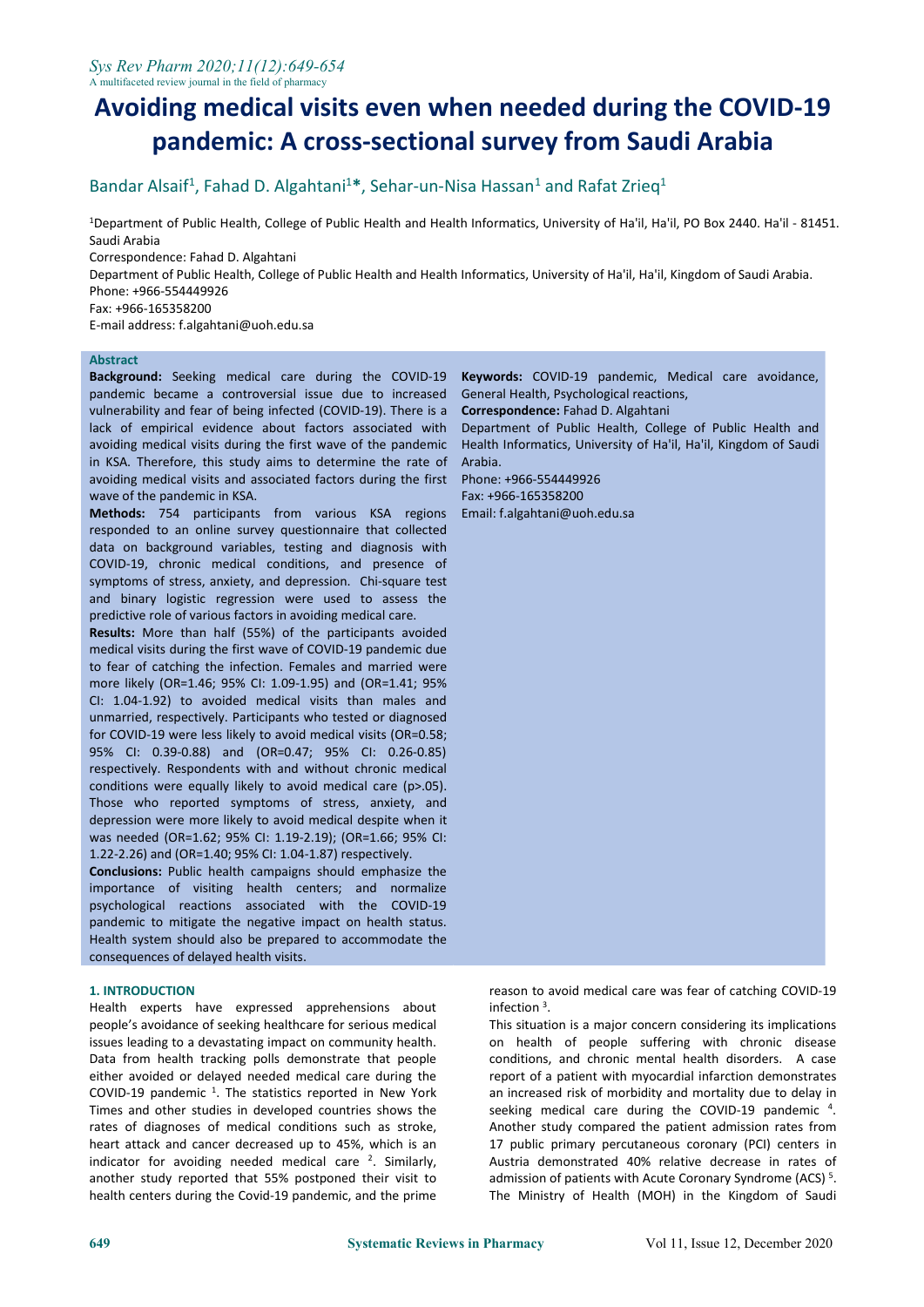# Avoiding medical visits even when needed during the COVID-19 pandemic: A cross-sectional survey from Saudi Arabia

Bandar Alsaif[1], Fahad D. Algahtani[1]*, Sehar-un-Nisa Hassan[1] and Rafat Zrieq[1]

[1]Department of Public Health, College of Public Health and Health Informatics, University of Ha'il, Ha'il, PO Box 2440. Ha'il - 81451. Saudi Arabia

Correspondence: Fahad D. Algahtani

Department of Public Health, College of Public Health and Health Informatics, University of Ha'il, Ha'il, Kingdom of Saudi Arabia.

Phone: +966-554449926

Fax: +966-165358200

E-mail address: f.algahtani@uoh.edu.sa

## Abstract

**Background:** Seeking medical care during the COVID-19 pandemic became a controversial issue due to increased vulnerability and fear of being infected (COVID-19). There is a lack of empirical evidence about factors associated with avoiding medical visits during the first wave of the pandemic in KSA. Therefore, this study aims to determine the rate of avoiding medical visits and associated factors during the first wave of the pandemic in KSA.

**Methods:** 754 participants from various KSA regions responded to an online survey questionnaire that collected data on background variables, testing and diagnosis with COVID-19, chronic medical conditions, and presence of symptoms of stress, anxiety, and depression. Chi-square test and binary logistic regression were used to assess the predictive role of various factors in avoiding medical care.

**Results:** More than half (55%) of the participants avoided medical visits during the first wave of COVID-19 pandemic due to fear of catching the infection. Females and married were more likely (OR=1.46; 95% CI: 1.09-1.95) and (OR=1.41; 95% CI: 1.04-1.92) to avoided medical visits than males and unmarried, respectively. Participants who tested or diagnosed for COVID-19 were less likely to avoid medical visits (OR=0.58; 95% CI: 0.39-0.88) and (OR=0.47; 95% CI: 0.26-0.85) respectively. Respondents with and without chronic medical conditions were equally likely to avoid medical care (p>.05). Those who reported symptoms of stress, anxiety, and depression were more likely to avoid medical despite when it was needed (OR=1.62; 95% CI: 1.19-2.19); (OR=1.66; 95% CI: 1.22-2.26) and (OR=1.40; 95% CI: 1.04-1.87) respectively.

**Conclusions:** Public health campaigns should emphasize the importance of visiting health centers; and normalize psychological reactions associated with the COVID-19 pandemic to mitigate the negative impact on health status. Health system should also be prepared to accommodate the consequences of delayed health visits.

**Keywords:** COVID-19 pandemic, Medical care avoidance, General Health, Psychological reactions,

**Correspondence:** Fahad D. Algahtani

Department of Public Health, College of Public Health and Health Informatics, University of Ha'il, Ha'il, Kingdom of Saudi Arabia.

Phone: +966-554449926

Fax: +966-165358200

Email: f.algahtani@uoh.edu.sa

## 1. INTRODUCTION

Health experts have expressed apprehensions about people's avoidance of seeking healthcare for serious medical issues leading to a devastating impact on community health. Data from health tracking polls demonstrate that people either avoided or delayed needed medical care during the COVID-19 pandemic [1]. The statistics reported in New York Times and other studies in developed countries shows the rates of diagnoses of medical conditions such as stroke, heart attack and cancer decreased up to 45%, which is an indicator for avoiding needed medical care [2]. Similarly, another study reported that 55% postponed their visit to health centers during the Covid-19 pandemic, and the prime reason to avoid medical care was fear of catching COVID-19 infection [3].

This situation is a major concern considering its implications on health of people suffering with chronic disease conditions, and chronic mental health disorders. A case report of a patient with myocardial infarction demonstrates an increased risk of morbidity and mortality due to delay in seeking medical care during the COVID-19 pandemic [4]. Another study compared the patient admission rates from 17 public primary percutaneous coronary (PCI) centers in Austria demonstrated 40% relative decrease in rates of admission of patients with Acute Coronary Syndrome (ACS) [5]. The Ministry of Health (MOH) in the Kingdom of Saudi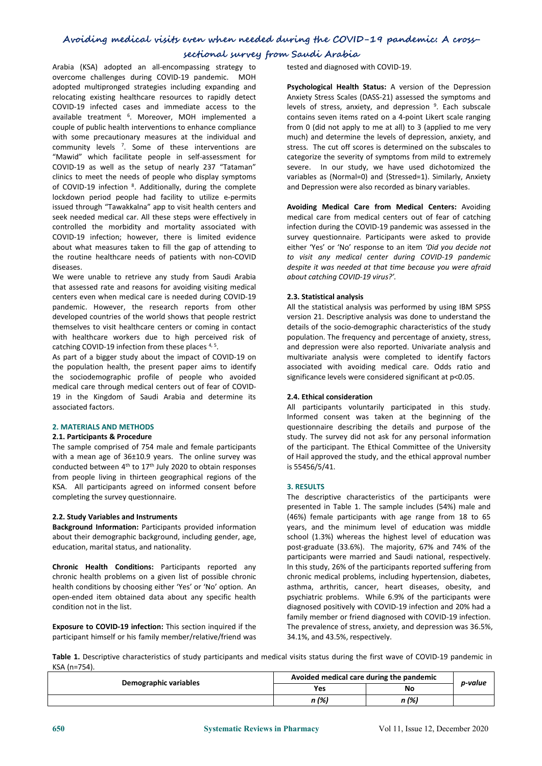Arabia (KSA) adopted an all-encompassing strategy to overcome challenges during COVID-19 pandemic. MOH adopted multipronged strategies including expanding and relocating existing healthcare resources to rapidly detect COVID-19 infected cases and immediate access to the available treatment [6]. Moreover, MOH implemented a couple of public health interventions to enhance compliance with some precautionary measures at the individual and community levels [7]. Some of these interventions are "Mawid" which facilitate people in self-assessment for COVID-19 as well as the setup of nearly 237 "Tataman" clinics to meet the needs of people who display symptoms of COVID-19 infection [8]. Additionally, during the complete lockdown period people had facility to utilize e-permits issued through "Tawakkalna" app to visit health centers and seek needed medical car. All these steps were effectively in controlled the morbidity and mortality associated with COVID-19 infection; however, there is limited evidence about what measures taken to fill the gap of attending to the routine healthcare needs of patients with non-COVID diseases.

We were unable to retrieve any study from Saudi Arabia that assessed rate and reasons for avoiding visiting medical centers even when medical care is needed during COVID-19 pandemic. However, the research reports from other developed countries of the world shows that people restrict themselves to visit healthcare centers or coming in contact with healthcare workers due to high perceived risk of catching COVID-19 infection from these places [4, 5].

As part of a bigger study about the impact of COVID-19 on the population health, the present paper aims to identify the sociodemographic profile of people who avoided medical care through medical centers out of fear of COVID-19 in the Kingdom of Saudi Arabia and determine its associated factors.

## 2. MATERIALS AND METHODS

### 2.1. Participants & Procedure

The sample comprised of 754 male and female participants with a mean age of 36±10.9 years. The online survey was conducted between 4th to 17th July 2020 to obtain responses from people living in thirteen geographical regions of the KSA. All participants agreed on informed consent before completing the survey questionnaire.

### 2.2. Study Variables and Instruments

**Background Information:** Participants provided information about their demographic background, including gender, age, education, marital status, and nationality.

**Chronic Health Conditions:** Participants reported any chronic health problems on a given list of possible chronic health conditions by choosing either 'Yes' or 'No' option. An open-ended item obtained data about any specific health condition not in the list.

**Exposure to COVID-19 infection:** This section inquired if the participant himself or his family member/relative/friend was tested and diagnosed with COVID-19.

**Psychological Health Status:** A version of the Depression Anxiety Stress Scales (DASS-21) assessed the symptoms and levels of stress, anxiety, and depression [9]. Each subscale contains seven items rated on a 4-point Likert scale ranging from 0 (did not apply to me at all) to 3 (applied to me very much) and determine the levels of depression, anxiety, and stress. The cut off scores is determined on the subscales to categorize the severity of symptoms from mild to extremely severe. In our study, we have used dichotomized the variables as (Normal=0) and (Stressed=1). Similarly, Anxiety and Depression were also recorded as binary variables.

**Avoiding Medical Care from Medical Centers:** Avoiding medical care from medical centers out of fear of catching infection during the COVID-19 pandemic was assessed in the survey questionnaire. Participants were asked to provide either 'Yes' or 'No' response to an item *'Did you decide not to visit any medical center during COVID-19 pandemic despite it was needed at that time because you were afraid about catching COVID-19 virus?'.*

### 2.3. Statistical analysis

All the statistical analysis was performed by using IBM SPSS version 21. Descriptive analysis was done to understand the details of the socio-demographic characteristics of the study population. The frequency and percentage of anxiety, stress, and depression were also reported. Univariate analysis and multivariate analysis were completed to identify factors associated with avoiding medical care. Odds ratio and significance levels were considered significant at p<0.05.

### 2.4. Ethical consideration

All participants voluntarily participated in this study. Informed consent was taken at the beginning of the questionnaire describing the details and purpose of the study. The survey did not ask for any personal information of the participant. The Ethical Committee of the University of Hail approved the study, and the ethical approval number is 55456/5/41.

## 3. RESULTS

The descriptive characteristics of the participants were presented in Table 1. The sample includes (54%) male and (46%) female participants with age range from 18 to 65 years, and the minimum level of education was middle school (1.3%) whereas the highest level of education was post-graduate (33.6%). The majority, 67% and 74% of the participants were married and Saudi national, respectively. In this study, 26% of the participants reported suffering from chronic medical problems, including hypertension, diabetes, asthma, arthritis, cancer, heart diseases, obesity, and psychiatric problems. While 6.9% of the participants were diagnosed positively with COVID-19 infection and 20% had a family member or friend diagnosed with COVID-19 infection. The prevalence of stress, anxiety, and depression was 36.5%, 34.1%, and 43.5%, respectively.

**Table 1.** Descriptive characteristics of study participants and medical visits status during the first wave of COVID-19 pandemic in KSA (n=754).

| Demographic variables | Avoided medical care during the pandemic | | *p-value* |
|---|---|---|---|
| | Yes | No | |
| | *n (%)* | *n (%)* | |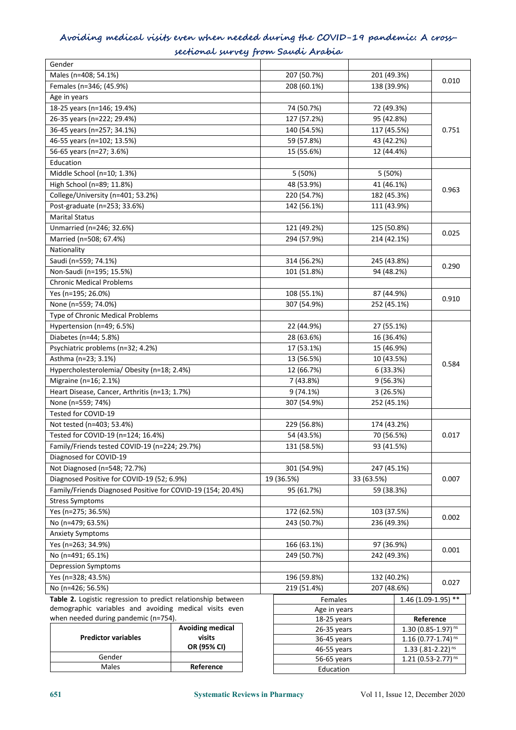| Gender | | | |
|---|---|---|---|
| Males (n=408; 54.1%) | 207 (50.7%) | 201 (49.3%) | 0.010 |
| Females (n=346; (45.9%) | 208 (60.1%) | 138 (39.9%) | |
| Age in years | | | |
| 18-25 years (n=146; 19.4%) | 74 (50.7%) | 72 (49.3%) | 0.751 |
| 26-35 years (n=222; 29.4%) | 127 (57.2%) | 95 (42.8%) | |
| 36-45 years (n=257; 34.1%) | 140 (54.5%) | 117 (45.5%) | |
| 46-55 years (n=102; 13.5%) | 59 (57.8%) | 43 (42.2%) | |
| 56-65 years (n=27; 3.6%) | 15 (55.6%) | 12 (44.4%) | |
| Education | | | |
| Middle School (n=10; 1.3%) | 5 (50%) | 5 (50%) | 0.963 |
| High School (n=89; 11.8%) | 48 (53.9%) | 41 (46.1%) | |
| College/University (n=401; 53.2%) | 220 (54.7%) | 182 (45.3%) | |
| Post-graduate (n=253; 33.6%) | 142 (56.1%) | 111 (43.9%) | |
| Marital Status | | | |
| Unmarried (n=246; 32.6%) | 121 (49.2%) | 125 (50.8%) | 0.025 |
| Married (n=508; 67.4%) | 294 (57.9%) | 214 (42.1%) | |
| Nationality | | | |
| Saudi (n=559; 74.1%) | 314 (56.2%) | 245 (43.8%) | 0.290 |
| Non-Saudi (n=195; 15.5%) | 101 (51.8%) | 94 (48.2%) | |
| Chronic Medical Problems | | | |
| Yes (n=195; 26.0%) | 108 (55.1%) | 87 (44.9%) | 0.910 |
| None (n=559; 74.0%) | 307 (54.9%) | 252 (45.1%) | |
| Type of Chronic Medical Problems | | | |
| Hypertension (n=49; 6.5%) | 22 (44.9%) | 27 (55.1%) | 0.584 |
| Diabetes (n=44; 5.8%) | 28 (63.6%) | 16 (36.4%) | |
| Psychiatric problems (n=32; 4.2%) | 17 (53.1%) | 15 (46.9%) | |
| Asthma (n=23; 3.1%) | 13 (56.5%) | 10 (43.5%) | |
| Hypercholesterolemia/ Obesity (n=18; 2.4%) | 12 (66.7%) | 6 (33.3%) | |
| Migraine (n=16; 2.1%) | 7 (43.8%) | 9 (56.3%) | |
| Heart Disease, Cancer, Arthritis (n=13; 1.7%) | 9 (74.1%) | 3 (26.5%) | |
| None (n=559; 74%) | 307 (54.9%) | 252 (45.1%) | |
| Tested for COVID-19 | | | |
| Not tested (n=403; 53.4%) | 229 (56.8%) | 174 (43.2%) | 0.017 |
| Tested for COVID-19 (n=124; 16.4%) | 54 (43.5%) | 70 (56.5%) | |
| Family/Friends tested COVID-19 (n=224; 29.7%) | 131 (58.5%) | 93 (41.5%) | |
| Diagnosed for COVID-19 | | | |
| Not Diagnosed (n=548; 72.7%) | 301 (54.9%) | 247 (45.1%) | 0.007 |
| Diagnosed Positive for COVID-19 (52; 6.9%) | 19 (36.5%) | 33 (63.5%) | |
| Family/Friends Diagnosed Positive for COVID-19 (154; 20.4%) | 95 (61.7%) | 59 (38.3%) | |
| Stress Symptoms | | | |
| Yes (n=275; 36.5%) | 172 (62.5%) | 103 (37.5%) | 0.002 |
| No (n=479; 63.5%) | 243 (50.7%) | 236 (49.3%) | |
| Anxiety Symptoms | | | |
| Yes (n=263; 34.9%) | 166 (63.1%) | 97 (36.9%) | 0.001 |
| No (n=491; 65.1%) | 249 (50.7%) | 242 (49.3%) | |
| Depression Symptoms | | | |
| Yes (n=328; 43.5%) | 196 (59.8%) | 132 (40.2%) | 0.027 |
| No (n=426; 56.5%) | 219 (51.4%) | 207 (48.6%) | |

**Table 2.** Logistic regression to predict relationship between demographic variables and avoiding medical visits even when needed during pandemic (n=754).

| Predictor variables | Avoiding medical visits OR (95% CI) |
|---|---|
| Gender | |
| Males | **Reference** |
| Females | 1.46 (1.09-1.95) ** |
| Age in years | |
| 18-25 years | **Reference** |
| 26-35 years | 1.30 (0.85-1.97) ns |
| 36-45 years | 1.16 (0.77-1.74) ns |
| 46-55 years | 1.33 (.81-2.22) ns |
| 56-65 years | 1.21 (0.53-2.77) ns |
| Education | |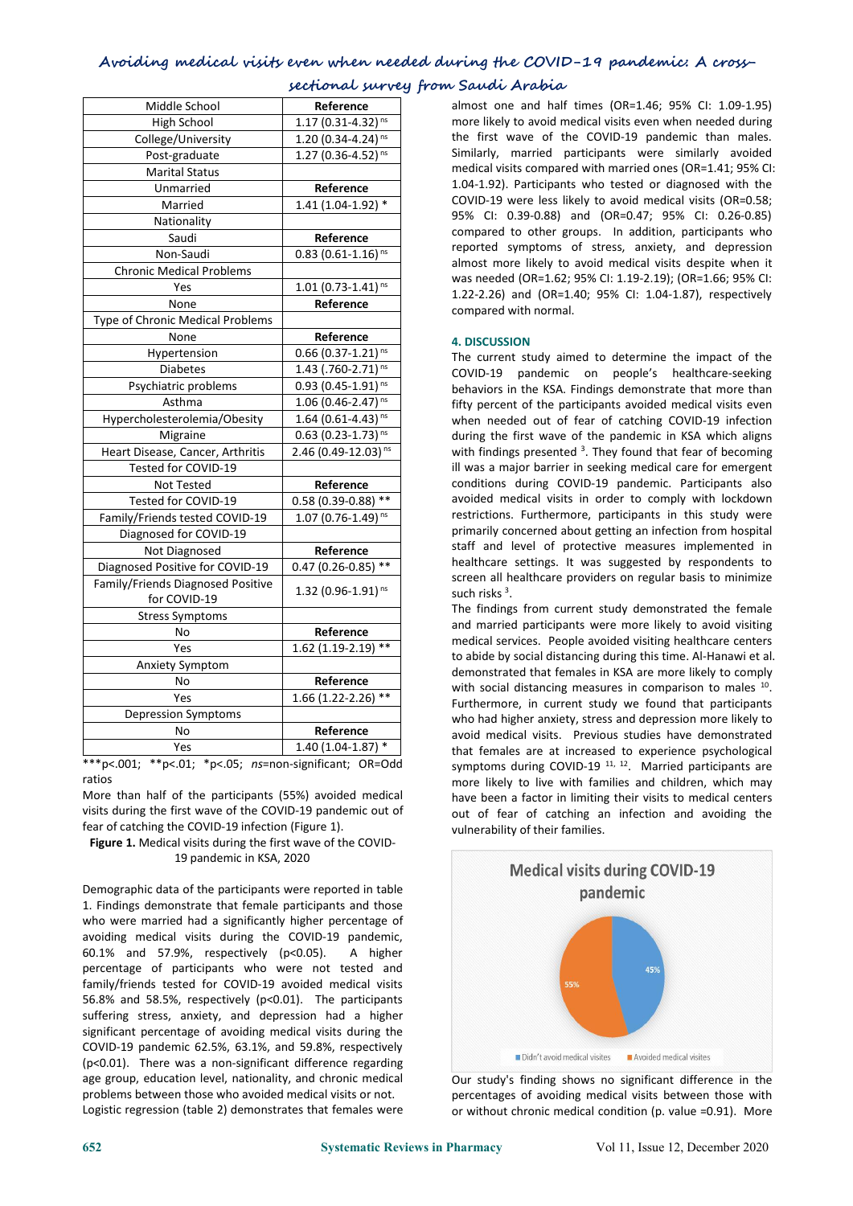| | |
|---|---|
| Middle School | **Reference** |
| High School | 1.17 (0.31-4.32) ns |
| College/University | 1.20 (0.34-4.24) ns |
| Post-graduate | 1.27 (0.36-4.52) ns |
| Marital Status | |
| Unmarried | **Reference** |
| Married | 1.41 (1.04-1.92) * |
| Nationality | |
| Saudi | **Reference** |
| Non-Saudi | 0.83 (0.61-1.16) ns |
| Chronic Medical Problems | |
| Yes | 1.01 (0.73-1.41) ns |
| None | **Reference** |
| Type of Chronic Medical Problems | |
| None | **Reference** |
| Hypertension | 0.66 (0.37-1.21) ns |
| Diabetes | 1.43 (.760-2.71) ns |
| Psychiatric problems | 0.93 (0.45-1.91) ns |
| Asthma | 1.06 (0.46-2.47) ns |
| Hypercholesterolemia/Obesity | 1.64 (0.61-4.43) ns |
| Migraine | 0.63 (0.23-1.73) ns |
| Heart Disease, Cancer, Arthritis | 2.46 (0.49-12.03) ns |
| Tested for COVID-19 | |
| Not Tested | **Reference** |
| Tested for COVID-19 | 0.58 (0.39-0.88) ** |
| Family/Friends tested COVID-19 | 1.07 (0.76-1.49) ns |
| Diagnosed for COVID-19 | |
| Not Diagnosed | **Reference** |
| Diagnosed Positive for COVID-19 | 0.47 (0.26-0.85) ** |
| Family/Friends Diagnosed Positive for COVID-19 | 1.32 (0.96-1.91) ns |
| Stress Symptoms | |
| No | **Reference** |
| Yes | 1.62 (1.19-2.19) ** |
| Anxiety Symptom | |
| No | **Reference** |
| Yes | 1.66 (1.22-2.26) ** |
| Depression Symptoms | |
| No | **Reference** |
| Yes | 1.40 (1.04-1.87) * |

***p<.001; **p<.01; *p<.05; *ns*=non-significant; OR=Odd ratios

More than half of the participants (55%) avoided medical visits during the first wave of the COVID-19 pandemic out of fear of catching the COVID-19 infection (Figure 1).

**Figure 1.** Medical visits during the first wave of the COVID-19 pandemic in KSA, 2020

Demographic data of the participants were reported in table 1. Findings demonstrate that female participants and those who were married had a significantly higher percentage of avoiding medical visits during the COVID-19 pandemic, 60.1% and 57.9%, respectively (p<0.05). A higher percentage of participants who were not tested and family/friends tested for COVID-19 avoided medical visits 56.8% and 58.5%, respectively (p<0.01). The participants suffering stress, anxiety, and depression had a higher significant percentage of avoiding medical visits during the COVID-19 pandemic 62.5%, 63.1%, and 59.8%, respectively (p<0.01). There was a non-significant difference regarding age group, education level, nationality, and chronic medical problems between those who avoided medical visits or not.

Logistic regression (table 2) demonstrates that females were almost one and half times (OR=1.46; 95% CI: 1.09-1.95) more likely to avoid medical visits even when needed during the first wave of the COVID-19 pandemic than males. Similarly, married participants were similarly avoided medical visits compared with married ones (OR=1.41; 95% CI: 1.04-1.92). Participants who tested or diagnosed with the COVID-19 were less likely to avoid medical visits (OR=0.58; 95% CI: 0.39-0.88) and (OR=0.47; 95% CI: 0.26-0.85) compared to other groups. In addition, participants who reported symptoms of stress, anxiety, and depression almost more likely to avoid medical visits despite when it was needed (OR=1.62; 95% CI: 1.19-2.19); (OR=1.66; 95% CI: 1.22-2.26) and (OR=1.40; 95% CI: 1.04-1.87), respectively compared with normal.

## 4. DISCUSSION

The current study aimed to determine the impact of the COVID-19 pandemic on people's healthcare-seeking behaviors in the KSA. Findings demonstrate that more than fifty percent of the participants avoided medical visits even when needed out of fear of catching COVID-19 infection during the first wave of the pandemic in KSA which aligns with findings presented [3]. They found that fear of becoming ill was a major barrier in seeking medical care for emergent conditions during COVID-19 pandemic. Participants also avoided medical visits in order to comply with lockdown restrictions. Furthermore, participants in this study were primarily concerned about getting an infection from hospital staff and level of protective measures implemented in healthcare settings. It was suggested by respondents to screen all healthcare providers on regular basis to minimize such risks [3].

The findings from current study demonstrated the female and married participants were more likely to avoid visiting medical services. People avoided visiting healthcare centers to abide by social distancing during this time. Al-Hanawi et al. demonstrated that females in KSA are more likely to comply with social distancing measures in comparison to males [10]. Furthermore, in current study we found that participants who had higher anxiety, stress and depression more likely to avoid medical visits. Previous studies have demonstrated that females are at increased to experience psychological symptoms during COVID-19 [11, 12]. Married participants are more likely to live with families and children, which may have been a factor in limiting their visits to medical centers out of fear of catching an infection and avoiding the vulnerability of their families.

Our study's finding shows no significant difference in the percentages of avoiding medical visits between those with or without chronic medical condition (p. value =0.91). More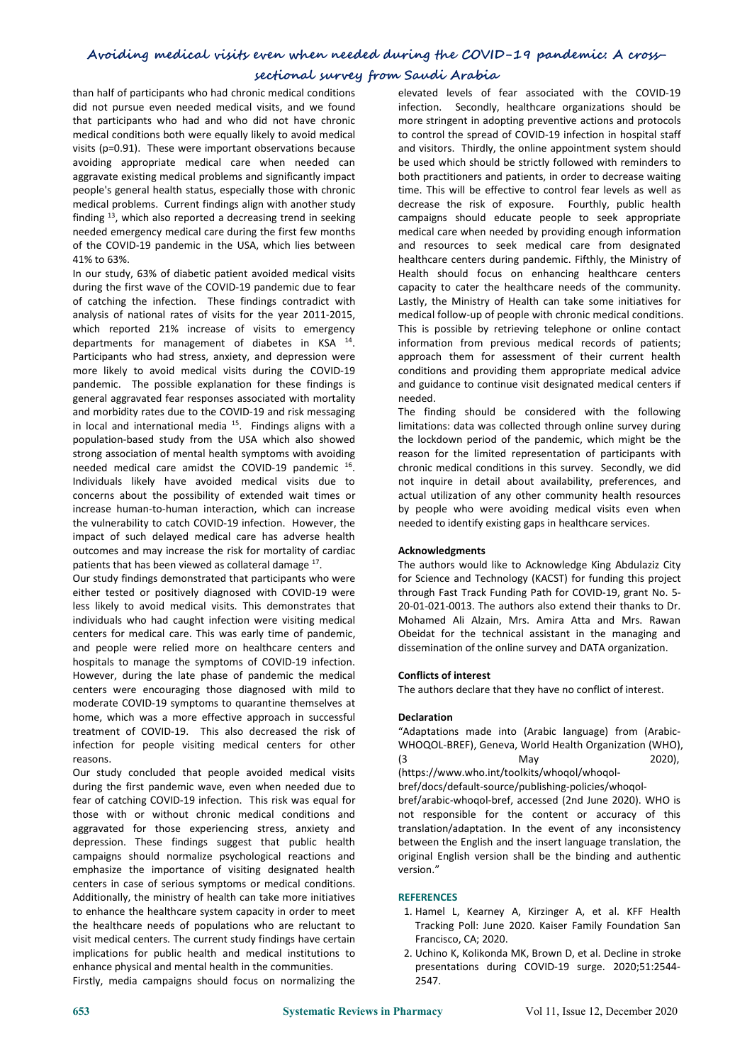than half of participants who had chronic medical conditions did not pursue even needed medical visits, and we found that participants who had and who did not have chronic medical conditions both were equally likely to avoid medical visits (p=0.91). These were important observations because avoiding appropriate medical care when needed can aggravate existing medical problems and significantly impact people's general health status, especially those with chronic medical problems. Current findings align with another study finding [13], which also reported a decreasing trend in seeking needed emergency medical care during the first few months of the COVID-19 pandemic in the USA, which lies between 41% to 63%.

In our study, 63% of diabetic patient avoided medical visits during the first wave of the COVID-19 pandemic due to fear of catching the infection. These findings contradict with analysis of national rates of visits for the year 2011-2015, which reported 21% increase of visits to emergency departments for management of diabetes in KSA [14]. Participants who had stress, anxiety, and depression were more likely to avoid medical visits during the COVID-19 pandemic. The possible explanation for these findings is general aggravated fear responses associated with mortality and morbidity rates due to the COVID-19 and risk messaging in local and international media [15]. Findings aligns with a population-based study from the USA which also showed strong association of mental health symptoms with avoiding needed medical care amidst the COVID-19 pandemic [16]. Individuals likely have avoided medical visits due to concerns about the possibility of extended wait times or increase human-to-human interaction, which can increase the vulnerability to catch COVID-19 infection. However, the impact of such delayed medical care has adverse health outcomes and may increase the risk for mortality of cardiac patients that has been viewed as collateral damage [17].

Our study findings demonstrated that participants who were either tested or positively diagnosed with COVID-19 were less likely to avoid medical visits. This demonstrates that individuals who had caught infection were visiting medical centers for medical care. This was early time of pandemic, and people were relied more on healthcare centers and hospitals to manage the symptoms of COVID-19 infection. However, during the late phase of pandemic the medical centers were encouraging those diagnosed with mild to moderate COVID-19 symptoms to quarantine themselves at home, which was a more effective approach in successful treatment of COVID-19. This also decreased the risk of infection for people visiting medical centers for other reasons.

Our study concluded that people avoided medical visits during the first pandemic wave, even when needed due to fear of catching COVID-19 infection. This risk was equal for those with or without chronic medical conditions and aggravated for those experiencing stress, anxiety and depression. These findings suggest that public health campaigns should normalize psychological reactions and emphasize the importance of visiting designated health centers in case of serious symptoms or medical conditions. Additionally, the ministry of health can take more initiatives to enhance the healthcare system capacity in order to meet the healthcare needs of populations who are reluctant to visit medical centers. The current study findings have certain implications for public health and medical institutions to enhance physical and mental health in the communities.

Firstly, media campaigns should focus on normalizing the elevated levels of fear associated with the COVID-19 infection. Secondly, healthcare organizations should be more stringent in adopting preventive actions and protocols to control the spread of COVID-19 infection in hospital staff and visitors. Thirdly, the online appointment system should be used which should be strictly followed with reminders to both practitioners and patients, in order to decrease waiting time. This will be effective to control fear levels as well as decrease the risk of exposure. Fourthly, public health campaigns should educate people to seek appropriate medical care when needed by providing enough information and resources to seek medical care from designated healthcare centers during pandemic. Fifthly, the Ministry of Health should focus on enhancing healthcare centers capacity to cater the healthcare needs of the community. Lastly, the Ministry of Health can take some initiatives for medical follow-up of people with chronic medical conditions. This is possible by retrieving telephone or online contact information from previous medical records of patients; approach them for assessment of their current health conditions and providing them appropriate medical advice and guidance to continue visit designated medical centers if needed.

The finding should be considered with the following limitations: data was collected through online survey during the lockdown period of the pandemic, which might be the reason for the limited representation of participants with chronic medical conditions in this survey. Secondly, we did not inquire in detail about availability, preferences, and actual utilization of any other community health resources by people who were avoiding medical visits even when needed to identify existing gaps in healthcare services.

**Acknowledgments**

The authors would like to Acknowledge King Abdulaziz City for Science and Technology (KACST) for funding this project through Fast Track Funding Path for COVID-19, grant No. 5-20-01-021-0013. The authors also extend their thanks to Dr. Mohamed Ali Alzain, Mrs. Amira Atta and Mrs. Rawan Obeidat for the technical assistant in the managing and dissemination of the online survey and DATA organization.

**Conflicts of interest**

The authors declare that they have no conflict of interest.

**Declaration**

"Adaptations made into (Arabic language) from (Arabic-WHOQOL-BREF), Geneva, World Health Organization (WHO), (3 May 2020), (https://www.who.int/toolkits/whoqol/whoqol-bref/docs/default-source/publishing-policies/whoqol-bref/arabic-whoqol-bref, accessed (2nd June 2020). WHO is not responsible for the content or accuracy of this translation/adaptation. In the event of any inconsistency between the English and the insert language translation, the original English version shall be the binding and authentic version."

## REFERENCES

1. Hamel L, Kearney A, Kirzinger A, et al. KFF Health Tracking Poll: June 2020. Kaiser Family Foundation San Francisco, CA; 2020.
2. Uchino K, Kolikonda MK, Brown D, et al. Decline in stroke presentations during COVID-19 surge. 2020;51:2544-2547.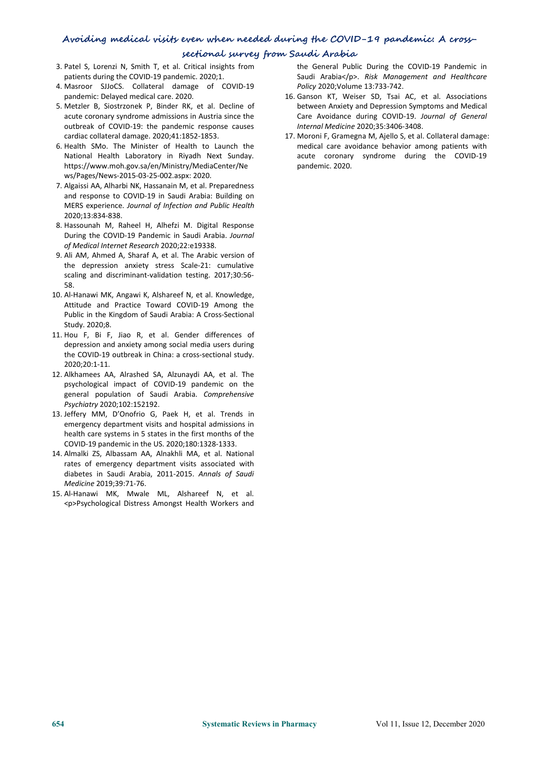3. Patel S, Lorenzi N, Smith T, et al. Critical insights from patients during the COVID-19 pandemic. 2020;1.
4. Masroor SJJoCS. Collateral damage of COVID-19 pandemic: Delayed medical care. 2020.
5. Metzler B, Siostrzonek P, Binder RK, et al. Decline of acute coronary syndrome admissions in Austria since the outbreak of COVID-19: the pandemic response causes cardiac collateral damage. 2020;41:1852-1853.
6. Health SMo. The Minister of Health to Launch the National Health Laboratory in Riyadh Next Sunday. https://www.moh.gov.sa/en/Ministry/MediaCenter/News/Pages/News-2015-03-25-002.aspx: 2020.
7. Algaissi AA, Alharbi NK, Hassanain M, et al. Preparedness and response to COVID-19 in Saudi Arabia: Building on MERS experience. *Journal of Infection and Public Health* 2020;13:834-838.
8. Hassounah M, Raheel H, Alhefzi M. Digital Response During the COVID-19 Pandemic in Saudi Arabia. *Journal of Medical Internet Research* 2020;22:e19338.
9. Ali AM, Ahmed A, Sharaf A, et al. The Arabic version of the depression anxiety stress Scale-21: cumulative scaling and discriminant-validation testing. 2017;30:56-58.
10. Al-Hanawi MK, Angawi K, Alshareef N, et al. Knowledge, Attitude and Practice Toward COVID-19 Among the Public in the Kingdom of Saudi Arabia: A Cross-Sectional Study. 2020;8.
11. Hou F, Bi F, Jiao R, et al. Gender differences of depression and anxiety among social media users during the COVID-19 outbreak in China: a cross-sectional study. 2020;20:1-11.
12. Alkhamees AA, Alrashed SA, Alzunaydi AA, et al. The psychological impact of COVID-19 pandemic on the general population of Saudi Arabia. *Comprehensive Psychiatry* 2020;102:152192.
13. Jeffery MM, D'Onofrio G, Paek H, et al. Trends in emergency department visits and hospital admissions in health care systems in 5 states in the first months of the COVID-19 pandemic in the US. 2020;180:1328-1333.
14. Almalki ZS, Albassam AA, Alnakhli MA, et al. National rates of emergency department visits associated with diabetes in Saudi Arabia, 2011-2015. *Annals of Saudi Medicine* 2019;39:71-76.
15. Al-Hanawi MK, Mwale ML, Alshareef N, et al. <p>Psychological Distress Amongst Health Workers and the General Public During the COVID-19 Pandemic in Saudi Arabia</p>. *Risk Management and Healthcare Policy* 2020;Volume 13:733-742.
16. Ganson KT, Weiser SD, Tsai AC, et al. Associations between Anxiety and Depression Symptoms and Medical Care Avoidance during COVID-19. *Journal of General Internal Medicine* 2020;35:3406-3408.
17. Moroni F, Gramegna M, Ajello S, et al. Collateral damage: medical care avoidance behavior among patients with acute coronary syndrome during the COVID-19 pandemic. 2020.